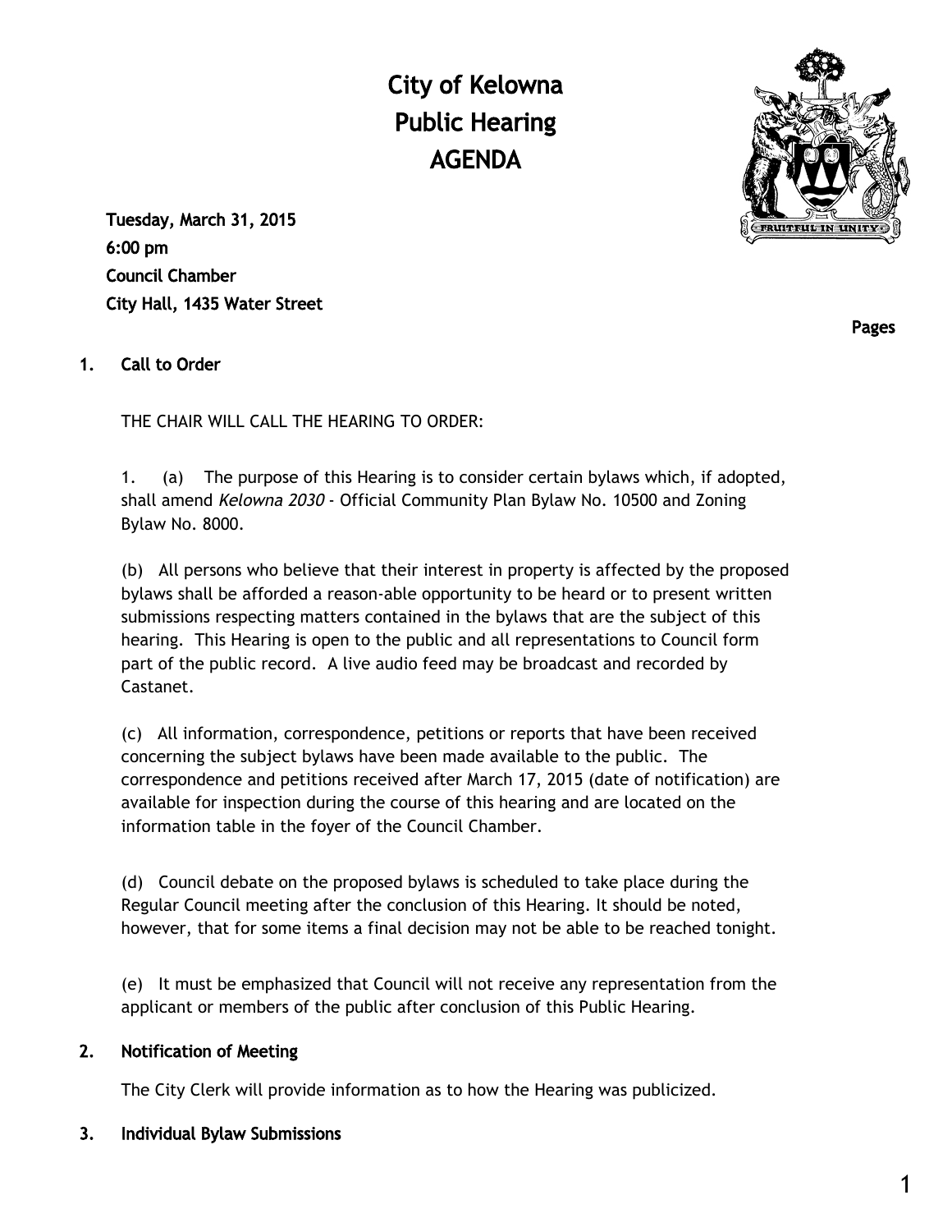# City of Kelowna
# Public Hearing
# AGENDA

**Tuesday, March 31, 2015**
**6:00 pm**
**Council Chamber**
**City Hall, 1435 Water Street**

**Pages**

## 1. Call to Order

THE CHAIR WILL CALL THE HEARING TO ORDER:

1. (a) The purpose of this Hearing is to consider certain bylaws which, if adopted, shall amend *Kelowna 2030* - Official Community Plan Bylaw No. 10500 and Zoning Bylaw No. 8000.

(b) All persons who believe that their interest in property is affected by the proposed bylaws shall be afforded a reason-able opportunity to be heard or to present written submissions respecting matters contained in the bylaws that are the subject of this hearing. This Hearing is open to the public and all representations to Council form part of the public record. A live audio feed may be broadcast and recorded by Castanet.

(c) All information, correspondence, petitions or reports that have been received concerning the subject bylaws have been made available to the public. The correspondence and petitions received after March 17, 2015 (date of notification) are available for inspection during the course of this hearing and are located on the information table in the foyer of the Council Chamber.

(d) Council debate on the proposed bylaws is scheduled to take place during the Regular Council meeting after the conclusion of this Hearing. It should be noted, however, that for some items a final decision may not be able to be reached tonight.

(e) It must be emphasized that Council will not receive any representation from the applicant or members of the public after conclusion of this Public Hearing.

## 2. Notification of Meeting

The City Clerk will provide information as to how the Hearing was publicized.

## 3. Individual Bylaw Submissions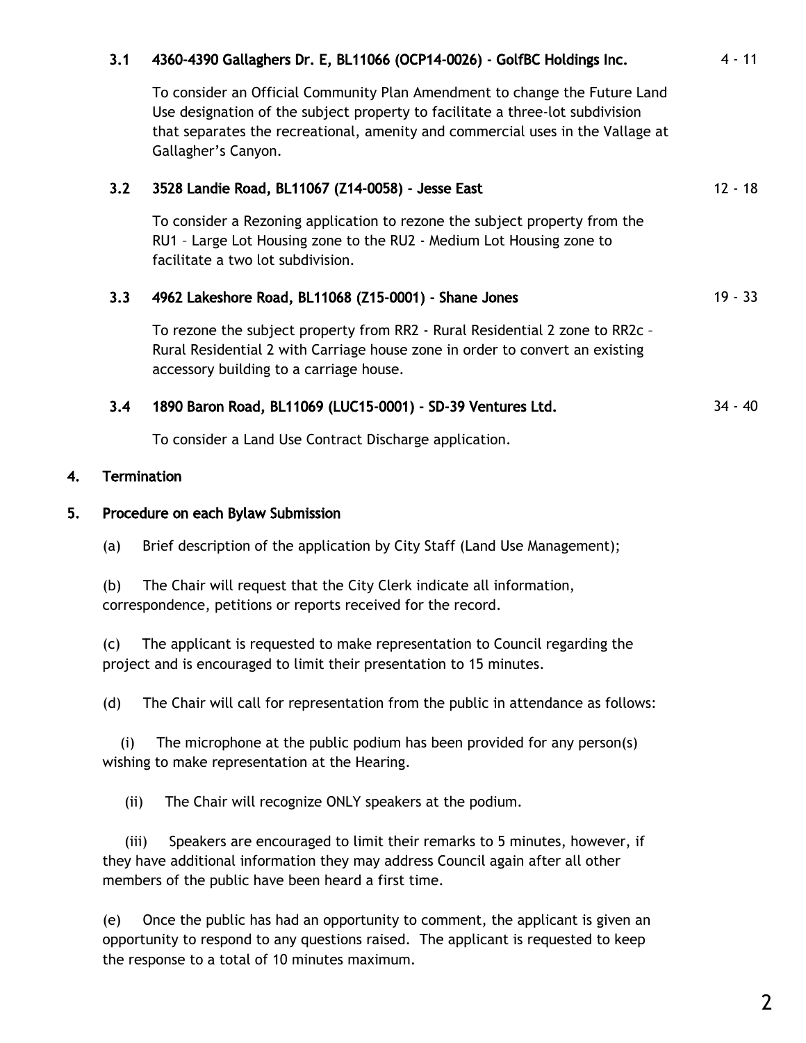### 3.1 4360-4390 Gallaghers Dr. E, BL11066 (OCP14-0026) - GolfBC Holdings Inc. 4 - 11

To consider an Official Community Plan Amendment to change the Future Land Use designation of the subject property to facilitate a three-lot subdivision that separates the recreational, amenity and commercial uses in the Vallage at Gallagher's Canyon.

### 3.2 3528 Landie Road, BL11067 (Z14-0058) - Jesse East 12 - 18

To consider a Rezoning application to rezone the subject property from the RU1 – Large Lot Housing zone to the RU2 - Medium Lot Housing zone to facilitate a two lot subdivision.

### 3.3 4962 Lakeshore Road, BL11068 (Z15-0001) - Shane Jones 19 - 33

To rezone the subject property from RR2 - Rural Residential 2 zone to RR2c – Rural Residential 2 with Carriage house zone in order to convert an existing accessory building to a carriage house.

### 3.4 1890 Baron Road, BL11069 (LUC15-0001) - SD-39 Ventures Ltd. 34 - 40

To consider a Land Use Contract Discharge application.

## 4. Termination

## 5. Procedure on each Bylaw Submission

(a) Brief description of the application by City Staff (Land Use Management);

(b) The Chair will request that the City Clerk indicate all information, correspondence, petitions or reports received for the record.

(c) The applicant is requested to make representation to Council regarding the project and is encouraged to limit their presentation to 15 minutes.

(d) The Chair will call for representation from the public in attendance as follows:

(i) The microphone at the public podium has been provided for any person(s) wishing to make representation at the Hearing.

(ii) The Chair will recognize ONLY speakers at the podium.

(iii) Speakers are encouraged to limit their remarks to 5 minutes, however, if they have additional information they may address Council again after all other members of the public have been heard a first time.

(e) Once the public has had an opportunity to comment, the applicant is given an opportunity to respond to any questions raised. The applicant is requested to keep the response to a total of 10 minutes maximum.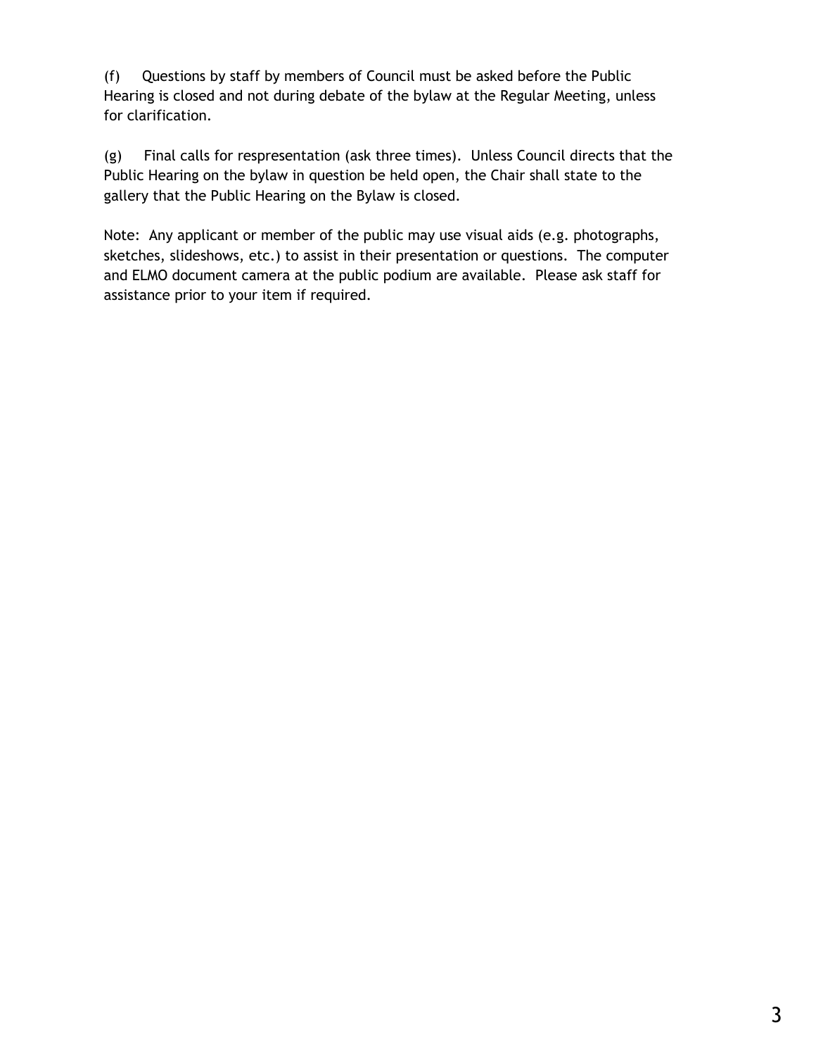(f) Questions by staff by members of Council must be asked before the Public Hearing is closed and not during debate of the bylaw at the Regular Meeting, unless for clarification.

(g) Final calls for respresentation (ask three times). Unless Council directs that the Public Hearing on the bylaw in question be held open, the Chair shall state to the gallery that the Public Hearing on the Bylaw is closed.

Note: Any applicant or member of the public may use visual aids (e.g. photographs, sketches, slideshows, etc.) to assist in their presentation or questions. The computer and ELMO document camera at the public podium are available. Please ask staff for assistance prior to your item if required.